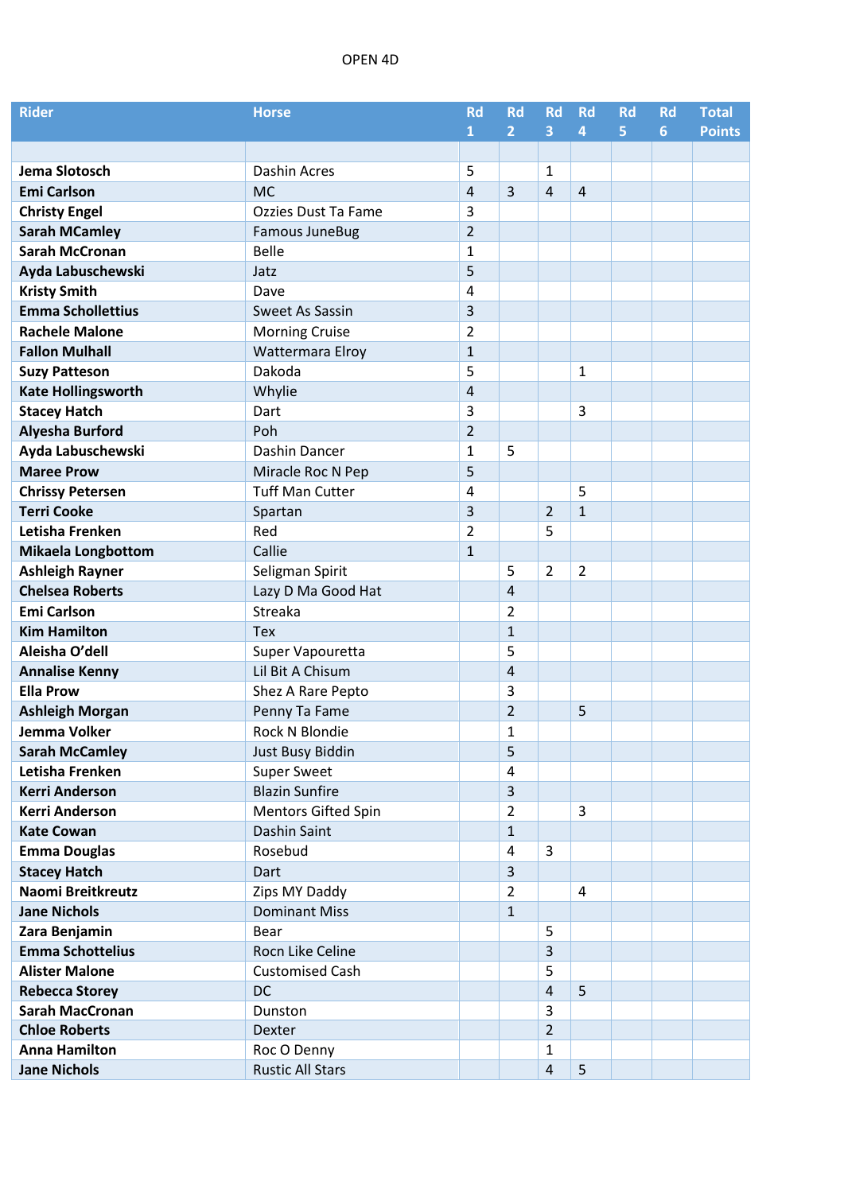OPEN 4D

| Rider | Horse | Rd 1 | Rd 2 | Rd 3 | Rd 4 | Rd 5 | Rd 6 | Total Points |
|---|---|---|---|---|---|---|---|---|
| | | | | | | | | |
| Jema Slotosch | Dashin Acres | 5 | | 1 | | | | |
| Emi Carlson | MC | 4 | 3 | 4 | 4 | | | |
| Christy Engel | Ozzies Dust Ta Fame | 3 | | | | | | |
| Sarah MCamley | Famous JuneBug | 2 | | | | | | |
| Sarah McCronan | Belle | 1 | | | | | | |
| Ayda Labuschewski | Jatz | 5 | | | | | | |
| Kristy Smith | Dave | 4 | | | | | | |
| Emma Schollettius | Sweet As Sassin | 3 | | | | | | |
| Rachele Malone | Morning Cruise | 2 | | | | | | |
| Fallon Mulhall | Wattermara Elroy | 1 | | | | | | |
| Suzy Patteson | Dakoda | 5 | | | 1 | | | |
| Kate Hollingsworth | Whylie | 4 | | | | | | |
| Stacey Hatch | Dart | 3 | | | 3 | | | |
| Alyesha Burford | Poh | 2 | | | | | | |
| Ayda Labuschewski | Dashin Dancer | 1 | 5 | | | | | |
| Maree Prow | Miracle Roc N Pep | 5 | | | | | | |
| Chrissy Petersen | Tuff Man Cutter | 4 | | | 5 | | | |
| Terri Cooke | Spartan | 3 | | 2 | 1 | | | |
| Letisha Frenken | Red | 2 | | 5 | | | | |
| Mikaela Longbottom | Callie | 1 | | | | | | |
| Ashleigh Rayner | Seligman Spirit | | 5 | 2 | 2 | | | |
| Chelsea Roberts | Lazy D Ma Good Hat | | 4 | | | | | |
| Emi Carlson | Streaka | | 2 | | | | | |
| Kim Hamilton | Tex | | 1 | | | | | |
| Aleisha O'dell | Super Vapouretta | | 5 | | | | | |
| Annalise Kenny | Lil Bit A Chisum | | 4 | | | | | |
| Ella Prow | Shez A Rare Pepto | | 3 | | | | | |
| Ashleigh Morgan | Penny Ta Fame | | 2 | | 5 | | | |
| Jemma Volker | Rock N Blondie | | 1 | | | | | |
| Sarah McCamley | Just Busy Biddin | | 5 | | | | | |
| Letisha Frenken | Super Sweet | | 4 | | | | | |
| Kerri Anderson | Blazin Sunfire | | 3 | | | | | |
| Kerri Anderson | Mentors Gifted Spin | | 2 | | 3 | | | |
| Kate Cowan | Dashin Saint | | 1 | | | | | |
| Emma Douglas | Rosebud | | 4 | 3 | | | | |
| Stacey Hatch | Dart | | 3 | | | | | |
| Naomi Breitkreutz | Zips MY Daddy | | 2 | | 4 | | | |
| Jane Nichols | Dominant Miss | | 1 | | | | | |
| Zara Benjamin | Bear | | | 5 | | | | |
| Emma Schottelius | Rocn Like Celine | | | 3 | | | | |
| Alister Malone | Customised Cash | | | 5 | | | | |
| Rebecca Storey | DC | | | 4 | 5 | | | |
| Sarah MacCronan | Dunston | | | 3 | | | | |
| Chloe Roberts | Dexter | | | 2 | | | | |
| Anna Hamilton | Roc O Denny | | | 1 | | | | |
| Jane Nichols | Rustic All Stars | | | 4 | 5 | | | |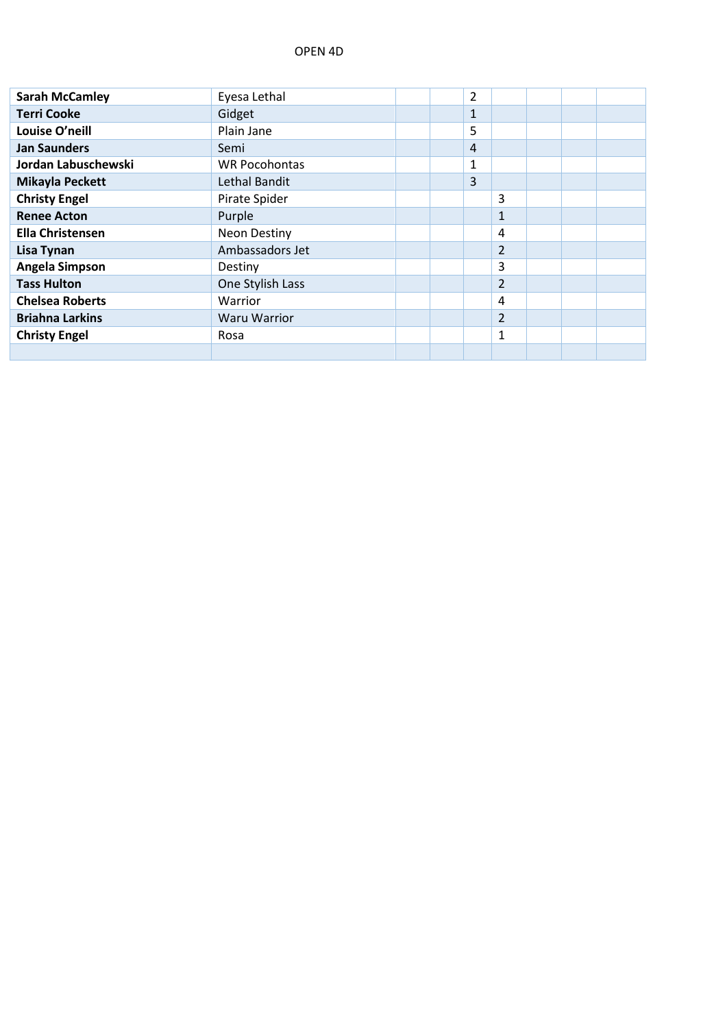OPEN 4D

| | | | | | | | | |
|---|---|---|---|---|---|---|---|---|
| **Sarah McCamley** | Eyesa Lethal | | | 2 | | | | |
| **Terri Cooke** | Gidget | | | 1 | | | | |
| **Louise O'neill** | Plain Jane | | | 5 | | | | |
| **Jan Saunders** | Semi | | | 4 | | | | |
| **Jordan Labuschewski** | WR Pocohontas | | | 1 | | | | |
| **Mikayla Peckett** | Lethal Bandit | | | 3 | | | | |
| **Christy Engel** | Pirate Spider | | | | 3 | | | |
| **Renee Acton** | Purple | | | | 1 | | | |
| **Ella Christensen** | Neon Destiny | | | | 4 | | | |
| **Lisa Tynan** | Ambassadors Jet | | | | 2 | | | |
| **Angela Simpson** | Destiny | | | | 3 | | | |
| **Tass Hulton** | One Stylish Lass | | | | 2 | | | |
| **Chelsea Roberts** | Warrior | | | | 4 | | | |
| **Briahna Larkins** | Waru Warrior | | | | 2 | | | |
| **Christy Engel** | Rosa | | | | 1 | | | |
| | | | | | | | | |